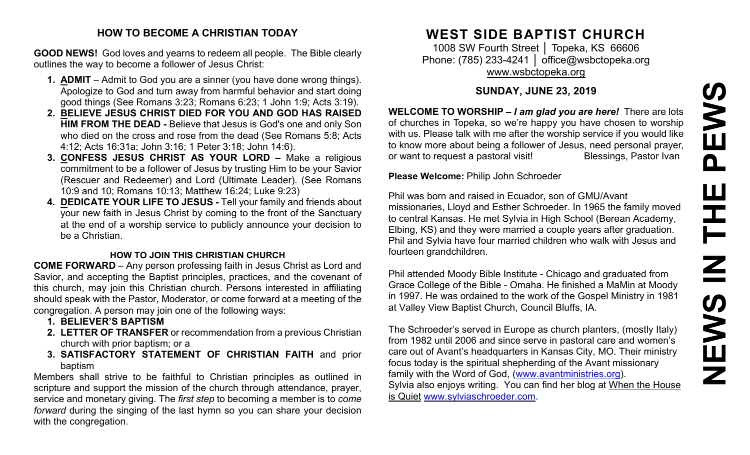## HOW TO BECOME A CHRISTIAN TODAY

**GOOD NEWS!** God loves and yearns to redeem all people. The Bible clearly outlines the way to become a follower of Jesus Christ:

1. **ADMIT** – Admit to God you are a sinner (you have done wrong things). Apologize to God and turn away from harmful behavior and start doing good things (See Romans 3:23; Romans 6:23; 1 John 1:9; Acts 3:19).
2. **BELIEVE JESUS CHRIST DIED FOR YOU AND GOD HAS RAISED HIM FROM THE DEAD -** Believe that Jesus is God's one and only Son who died on the cross and rose from the dead (See Romans 5:8; Acts 4:12; Acts 16:31a; John 3:16; 1 Peter 3:18; John 14:6).
3. **CONFESS JESUS CHRIST AS YOUR LORD –** Make a religious commitment to be a follower of Jesus by trusting Him to be your Savior (Rescuer and Redeemer) and Lord (Ultimate Leader). (See Romans 10:9 and 10; Romans 10:13; Matthew 16:24; Luke 9:23)
4. **DEDICATE YOUR LIFE TO JESUS -** Tell your family and friends about your new faith in Jesus Christ by coming to the front of the Sanctuary at the end of a worship service to publicly announce your decision to be a Christian.

### HOW TO JOIN THIS CHRISTIAN CHURCH

**COME FORWARD** – Any person professing faith in Jesus Christ as Lord and Savior, and accepting the Baptist principles, practices, and the covenant of this church, may join this Christian church. Persons interested in affiliating should speak with the Pastor, Moderator, or come forward at a meeting of the congregation. A person may join one of the following ways:

1. **BELIEVER'S BAPTISM**
2. **LETTER OF TRANSFER** or recommendation from a previous Christian church with prior baptism; or a
3. **SATISFACTORY STATEMENT OF CHRISTIAN FAITH** and prior baptism

Members shall strive to be faithful to Christian principles as outlined in scripture and support the mission of the church through attendance, prayer, service and monetary giving. The *first step* to becoming a member is to *come forward* during the singing of the last hymn so you can share your decision with the congregation.

# WEST SIDE BAPTIST CHURCH

1008 SW Fourth Street │ Topeka, KS 66606
Phone: (785) 233-4241 │ office@wsbctopeka.org
www.wsbctopeka.org

### SUNDAY, JUNE 23, 2019

**WELCOME TO WORSHIP –** ***I am glad you are here!*** There are lots of churches in Topeka, so we're happy you have chosen to worship with us. Please talk with me after the worship service if you would like to know more about being a follower of Jesus, need personal prayer, or want to request a pastoral visit! Blessings, Pastor Ivan

**Please Welcome:** Philip John Schroeder

Phil was born and raised in Ecuador, son of GMU/Avant missionaries, Lloyd and Esther Schroeder. In 1965 the family moved to central Kansas. He met Sylvia in High School (Berean Academy, Elbing, KS) and they were married a couple years after graduation. Phil and Sylvia have four married children who walk with Jesus and fourteen grandchildren.

Phil attended Moody Bible Institute - Chicago and graduated from Grace College of the Bible - Omaha. He finished a MaMin at Moody in 1997. He was ordained to the work of the Gospel Ministry in 1981 at Valley View Baptist Church, Council Bluffs, IA.

The Schroeder's served in Europe as church planters, (mostly Italy) from 1982 until 2006 and since serve in pastoral care and women's care out of Avant's headquarters in Kansas City, MO. Their ministry focus today is the spiritual shepherding of the Avant missionary family with the Word of God, (www.avantministries.org).
Sylvia also enjoys writing. You can find her blog at When the House is Quiet www.sylviaschroeder.com.

# NEWS IN THE PEWS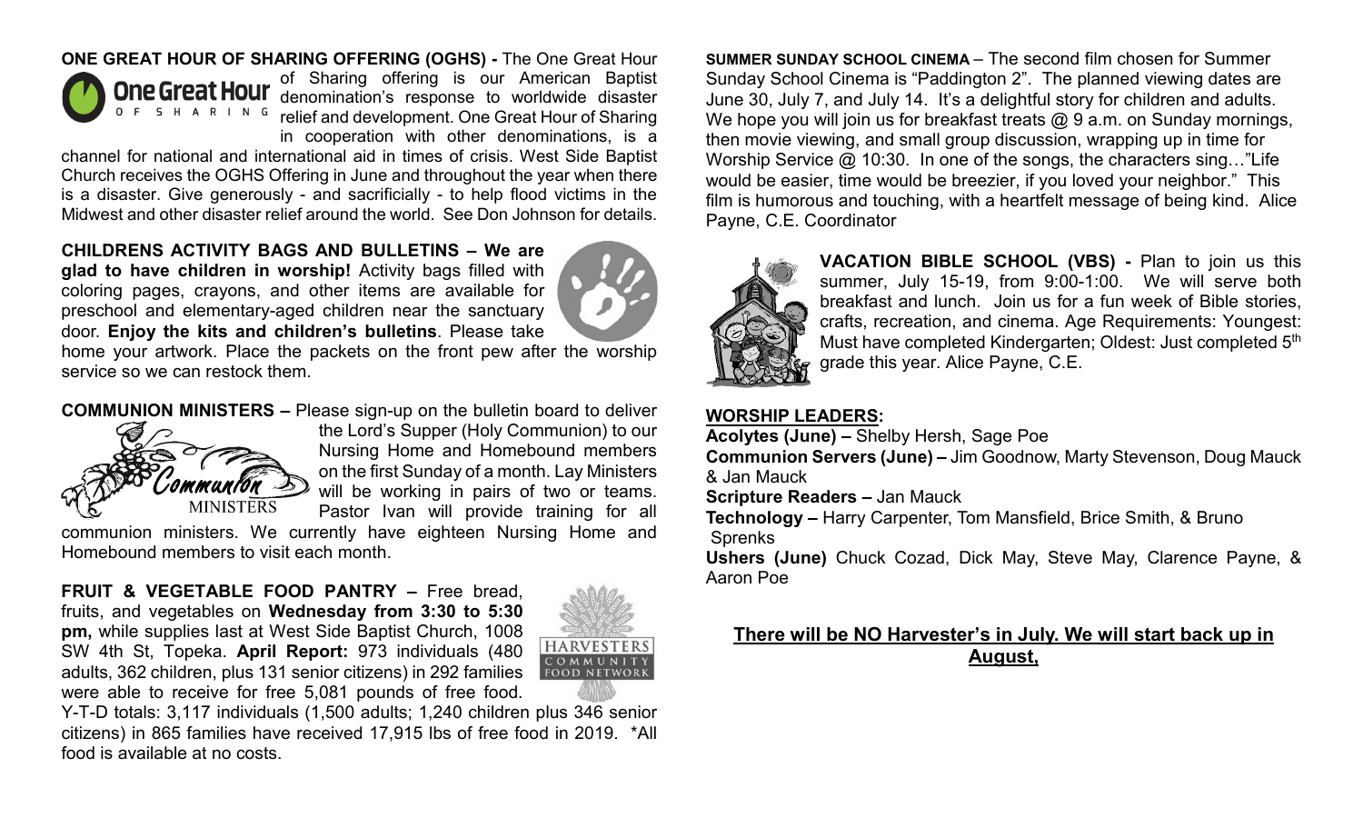**ONE GREAT HOUR OF SHARING OFFERING (OGHS) -** The One Great Hour of Sharing offering is our American Baptist denomination's response to worldwide disaster relief and development. One Great Hour of Sharing in cooperation with other denominations, is a channel for national and international aid in times of crisis. West Side Baptist Church receives the OGHS Offering in June and throughout the year when there is a disaster. Give generously - and sacrificially - to help flood victims in the Midwest and other disaster relief around the world. See Don Johnson for details.

**CHILDRENS ACTIVITY BAGS AND BULLETINS – We are glad to have children in worship!** Activity bags filled with coloring pages, crayons, and other items are available for preschool and elementary-aged children near the sanctuary door. **Enjoy the kits and children's bulletins**. Please take home your artwork. Place the packets on the front pew after the worship service so we can restock them.

**COMMUNION MINISTERS –** Please sign-up on the bulletin board to deliver the Lord's Supper (Holy Communion) to our Nursing Home and Homebound members on the first Sunday of a month. Lay Ministers will be working in pairs of two or teams. Pastor Ivan will provide training for all communion ministers. We currently have eighteen Nursing Home and Homebound members to visit each month.

**FRUIT & VEGETABLE FOOD PANTRY –** Free bread, fruits, and vegetables on **Wednesday from 3:30 to 5:30 pm,** while supplies last at West Side Baptist Church, 1008 SW 4th St, Topeka. **April Report:** 973 individuals (480 adults, 362 children, plus 131 senior citizens) in 292 families were able to receive for free 5,081 pounds of free food. Y-T-D totals: 3,117 individuals (1,500 adults; 1,240 children plus 346 senior citizens) in 865 families have received 17,915 lbs of free food in 2019. *All food is available at no costs.

**SUMMER SUNDAY SCHOOL CINEMA** – The second film chosen for Summer Sunday School Cinema is "Paddington 2". The planned viewing dates are June 30, July 7, and July 14. It's a delightful story for children and adults. We hope you will join us for breakfast treats @ 9 a.m. on Sunday mornings, then movie viewing, and small group discussion, wrapping up in time for Worship Service @ 10:30. In one of the songs, the characters sing…"Life would be easier, time would be breezier, if you loved your neighbor." This film is humorous and touching, with a heartfelt message of being kind. Alice Payne, C.E. Coordinator

**VACATION BIBLE SCHOOL (VBS) -** Plan to join us this summer, July 15-19, from 9:00-1:00. We will serve both breakfast and lunch. Join us for a fun week of Bible stories, crafts, recreation, and cinema. Age Requirements: Youngest: Must have completed Kindergarten; Oldest: Just completed 5th grade this year. Alice Payne, C.E.

## WORSHIP LEADERS:

**Acolytes (June) –** Shelby Hersh, Sage Poe
**Communion Servers (June) –** Jim Goodnow, Marty Stevenson, Doug Mauck & Jan Mauck
**Scripture Readers –** Jan Mauck
**Technology –** Harry Carpenter, Tom Mansfield, Brice Smith, & Bruno Sprenks
**Ushers (June)** Chuck Cozad, Dick May, Steve May, Clarence Payne, & Aaron Poe

**There will be NO Harvester's in July. We will start back up in August,**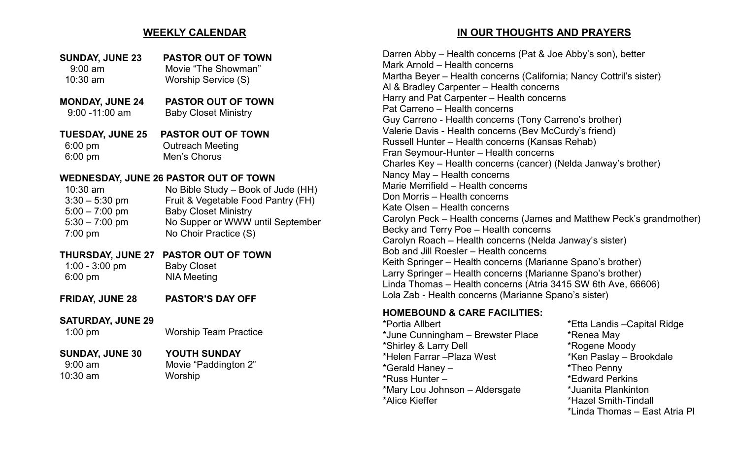## WEEKLY CALENDAR

**SUNDAY, JUNE 23** **PASTOR OUT OF TOWN**
- 9:00 am Movie "The Showman"
- 10:30 am Worship Service (S)

**MONDAY, JUNE 24** **PASTOR OUT OF TOWN**
- 9:00 -11:00 am Baby Closet Ministry

**TUESDAY, JUNE 25** **PASTOR OUT OF TOWN**
- 6:00 pm Outreach Meeting
- 6:00 pm Men's Chorus

**WEDNESDAY, JUNE 26** **PASTOR OUT OF TOWN**
- 10:30 am No Bible Study – Book of Jude (HH)
- 3:30 – 5:30 pm Fruit & Vegetable Food Pantry (FH)
- 5:00 – 7:00 pm Baby Closet Ministry
- 5:30 – 7:00 pm No Supper or WWW until September
- 7:00 pm No Choir Practice (S)

**THURSDAY, JUNE 27** **PASTOR OUT OF TOWN**
- 1:00 - 3:00 pm Baby Closet
- 6:00 pm NIA Meeting

**FRIDAY, JUNE 28** **PASTOR'S DAY OFF**

**SATURDAY, JUNE 29**
- 1:00 pm Worship Team Practice

**SUNDAY, JUNE 30** **YOUTH SUNDAY**
- 9:00 am Movie "Paddington 2"
- 10:30 am Worship

## IN OUR THOUGHTS AND PRAYERS

Darren Abby – Health concerns (Pat & Joe Abby's son), better
Mark Arnold – Health concerns
Martha Beyer – Health concerns (California; Nancy Cottril's sister)
Al & Bradley Carpenter – Health concerns
Harry and Pat Carpenter – Health concerns
Pat Carreno – Health concerns
Guy Carreno - Health concerns (Tony Carreno's brother)
Valerie Davis - Health concerns (Bev McCurdy's friend)
Russell Hunter – Health concerns (Kansas Rehab)
Fran Seymour-Hunter – Health concerns
Charles Key – Health concerns (cancer) (Nelda Janway's brother)
Nancy May – Health concerns
Marie Merrifield – Health concerns
Don Morris – Health concerns
Kate Olsen – Health concerns
Carolyn Peck – Health concerns (James and Matthew Peck's grandmother)
Becky and Terry Poe – Health concerns
Carolyn Roach – Health concerns (Nelda Janway's sister)
Bob and Jill Roesler – Health concerns
Keith Springer – Health concerns (Marianne Spano's brother)
Larry Springer – Health concerns (Marianne Spano's brother)
Linda Thomas – Health concerns (Atria 3415 SW 6th Ave, 66606)
Lola Zab - Health concerns (Marianne Spano's sister)

**HOMEBOUND & CARE FACILITIES:**

*Portia Allbert
*June Cunningham – Brewster Place
*Shirley & Larry Dell
*Helen Farrar –Plaza West
*Gerald Haney –
*Russ Hunter –
*Mary Lou Johnson – Aldersgate
*Alice Kieffer
*Etta Landis –Capital Ridge
*Renea May
*Rogene Moody
*Ken Paslay – Brookdale
*Theo Penny
*Edward Perkins
*Juanita Plankinton
*Hazel Smith-Tindall
*Linda Thomas – East Atria Pl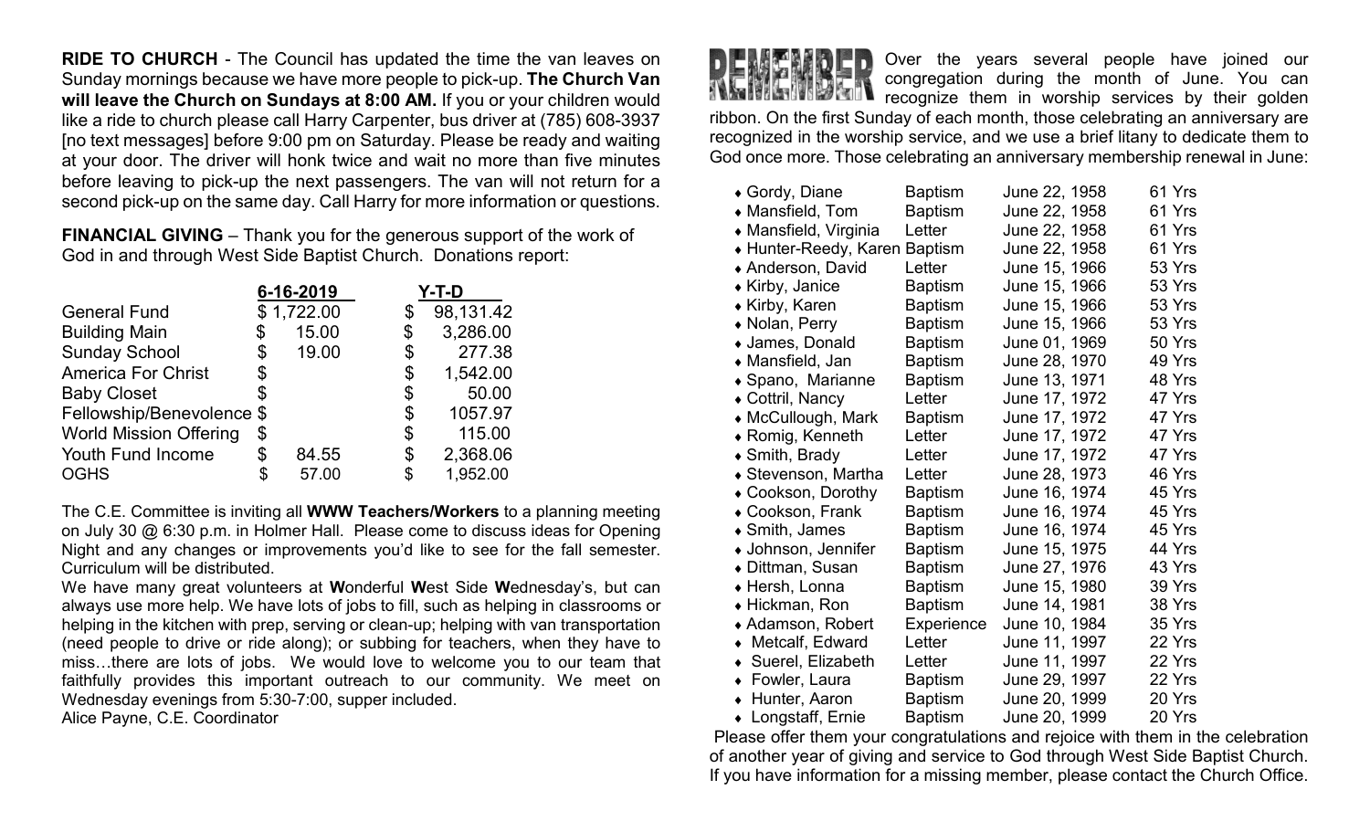**RIDE TO CHURCH** - The Council has updated the time the van leaves on Sunday mornings because we have more people to pick-up. **The Church Van will leave the Church on Sundays at 8:00 AM.** If you or your children would like a ride to church please call Harry Carpenter, bus driver at (785) 608-3937 [no text messages] before 9:00 pm on Saturday. Please be ready and waiting at your door. The driver will honk twice and wait no more than five minutes before leaving to pick-up the next passengers. The van will not return for a second pick-up on the same day. Call Harry for more information or questions.

**FINANCIAL GIVING** – Thank you for the generous support of the work of God in and through West Side Baptist Church. Donations report:

| | 6-16-2019 | Y-T-D |
|---|---|---|
| General Fund | $ 1,722.00 | $ 98,131.42 |
| Building Main | $ 15.00 | $ 3,286.00 |
| Sunday School | $ 19.00 | $ 277.38 |
| America For Christ | $ | $ 1,542.00 |
| Baby Closet | $ | $ 50.00 |
| Fellowship/Benevolence | $ | $ 1057.97 |
| World Mission Offering | $ | $ 115.00 |
| Youth Fund Income | $ 84.55 | $ 2,368.06 |
| OGHS | $ 57.00 | $ 1,952.00 |

The C.E. Committee is inviting all **WWW Teachers/Workers** to a planning meeting on July 30 @ 6:30 p.m. in Holmer Hall. Please come to discuss ideas for Opening Night and any changes or improvements you'd like to see for the fall semester. Curriculum will be distributed.

We have many great volunteers at **W**onderful **W**est Side **W**ednesday's, but can always use more help. We have lots of jobs to fill, such as helping in classrooms or helping in the kitchen with prep, serving or clean-up; helping with van transportation (need people to drive or ride along); or subbing for teachers, when they have to miss…there are lots of jobs. We would love to welcome you to our team that faithfully provides this important outreach to our community. We meet on Wednesday evenings from 5:30-7:00, supper included.

Alice Payne, C.E. Coordinator

**REMEMBER** Over the years several people have joined our congregation during the month of June. You can recognize them in worship services by their golden ribbon. On the first Sunday of each month, those celebrating an anniversary are recognized in the worship service, and we use a brief litany to dedicate them to God once more. Those celebrating an anniversary membership renewal in June:

| | | | |
|---|---|---|---|
| Gordy, Diane | Baptism | June 22, 1958 | 61 Yrs |
| Mansfield, Tom | Baptism | June 22, 1958 | 61 Yrs |
| Mansfield, Virginia | Letter | June 22, 1958 | 61 Yrs |
| Hunter-Reedy, Karen | Baptism | June 22, 1958 | 61 Yrs |
| Anderson, David | Letter | June 15, 1966 | 53 Yrs |
| Kirby, Janice | Baptism | June 15, 1966 | 53 Yrs |
| Kirby, Karen | Baptism | June 15, 1966 | 53 Yrs |
| Nolan, Perry | Baptism | June 15, 1966 | 53 Yrs |
| James, Donald | Baptism | June 01, 1969 | 50 Yrs |
| Mansfield, Jan | Baptism | June 28, 1970 | 49 Yrs |
| Spano, Marianne | Baptism | June 13, 1971 | 48 Yrs |
| Cottril, Nancy | Letter | June 17, 1972 | 47 Yrs |
| McCullough, Mark | Baptism | June 17, 1972 | 47 Yrs |
| Romig, Kenneth | Letter | June 17, 1972 | 47 Yrs |
| Smith, Brady | Letter | June 17, 1972 | 47 Yrs |
| Stevenson, Martha | Letter | June 28, 1973 | 46 Yrs |
| Cookson, Dorothy | Baptism | June 16, 1974 | 45 Yrs |
| Cookson, Frank | Baptism | June 16, 1974 | 45 Yrs |
| Smith, James | Baptism | June 16, 1974 | 45 Yrs |
| Johnson, Jennifer | Baptism | June 15, 1975 | 44 Yrs |
| Dittman, Susan | Baptism | June 27, 1976 | 43 Yrs |
| Hersh, Lonna | Baptism | June 15, 1980 | 39 Yrs |
| Hickman, Ron | Baptism | June 14, 1981 | 38 Yrs |
| Adamson, Robert | Experience | June 10, 1984 | 35 Yrs |
| Metcalf, Edward | Letter | June 11, 1997 | 22 Yrs |
| Suerel, Elizabeth | Letter | June 11, 1997 | 22 Yrs |
| Fowler, Laura | Baptism | June 29, 1997 | 22 Yrs |
| Hunter, Aaron | Baptism | June 20, 1999 | 20 Yrs |
| Longstaff, Ernie | Baptism | June 20, 1999 | 20 Yrs |

Please offer them your congratulations and rejoice with them in the celebration of another year of giving and service to God through West Side Baptist Church. If you have information for a missing member, please contact the Church Office.